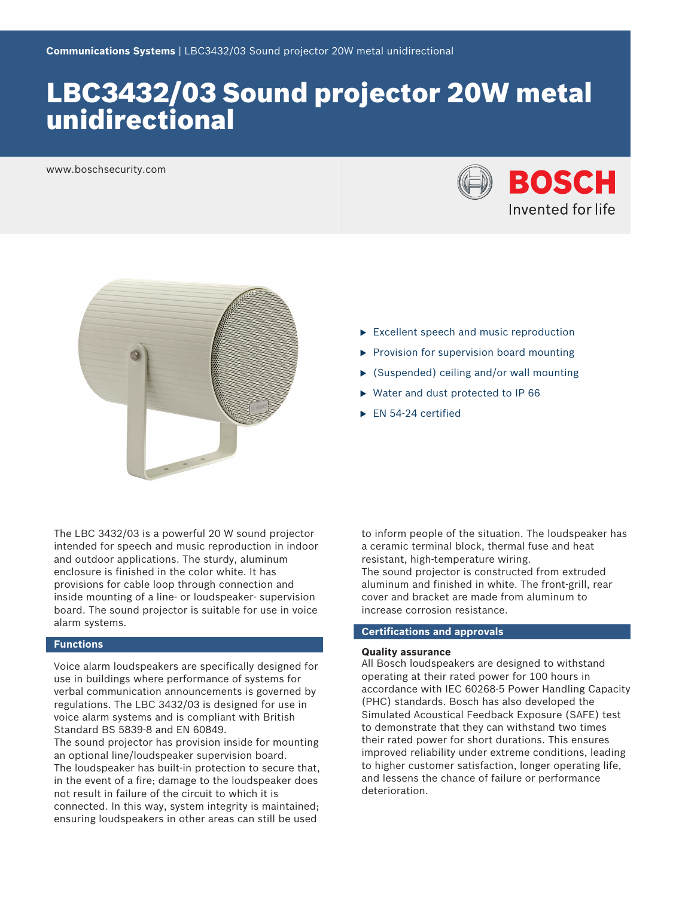**Communications Systems** | LBC3432/03 Sound projector 20W metal unidirectional

# LBC3432/03 Sound projector 20W metal unidirectional

www.boschsecurity.com

BOSCH
Invented for life

- Excellent speech and music reproduction
- Provision for supervision board mounting
- (Suspended) ceiling and/or wall mounting
- Water and dust protected to IP 66
- EN 54-24 certified

The LBC 3432/03 is a powerful 20 W sound projector intended for speech and music reproduction in indoor and outdoor applications. The sturdy, aluminum enclosure is finished in the color white. It has provisions for cable loop through connection and inside mounting of a line- or loudspeaker- supervision board. The sound projector is suitable for use in voice alarm systems.

## Functions

Voice alarm loudspeakers are specifically designed for use in buildings where performance of systems for verbal communication announcements is governed by regulations. The LBC 3432/03 is designed for use in voice alarm systems and is compliant with British Standard BS 5839-8 and EN 60849.

The sound projector has provision inside for mounting an optional line/loudspeaker supervision board.

The loudspeaker has built-in protection to secure that, in the event of a fire; damage to the loudspeaker does not result in failure of the circuit to which it is connected. In this way, system integrity is maintained; ensuring loudspeakers in other areas can still be used to inform people of the situation. The loudspeaker has a ceramic terminal block, thermal fuse and heat resistant, high-temperature wiring.

The sound projector is constructed from extruded aluminum and finished in white. The front-grill, rear cover and bracket are made from aluminum to increase corrosion resistance.

## Certifications and approvals

**Quality assurance**

All Bosch loudspeakers are designed to withstand operating at their rated power for 100 hours in accordance with IEC 60268-5 Power Handling Capacity (PHC) standards. Bosch has also developed the Simulated Acoustical Feedback Exposure (SAFE) test to demonstrate that they can withstand two times their rated power for short durations. This ensures improved reliability under extreme conditions, leading to higher customer satisfaction, longer operating life, and lessens the chance of failure or performance deterioration.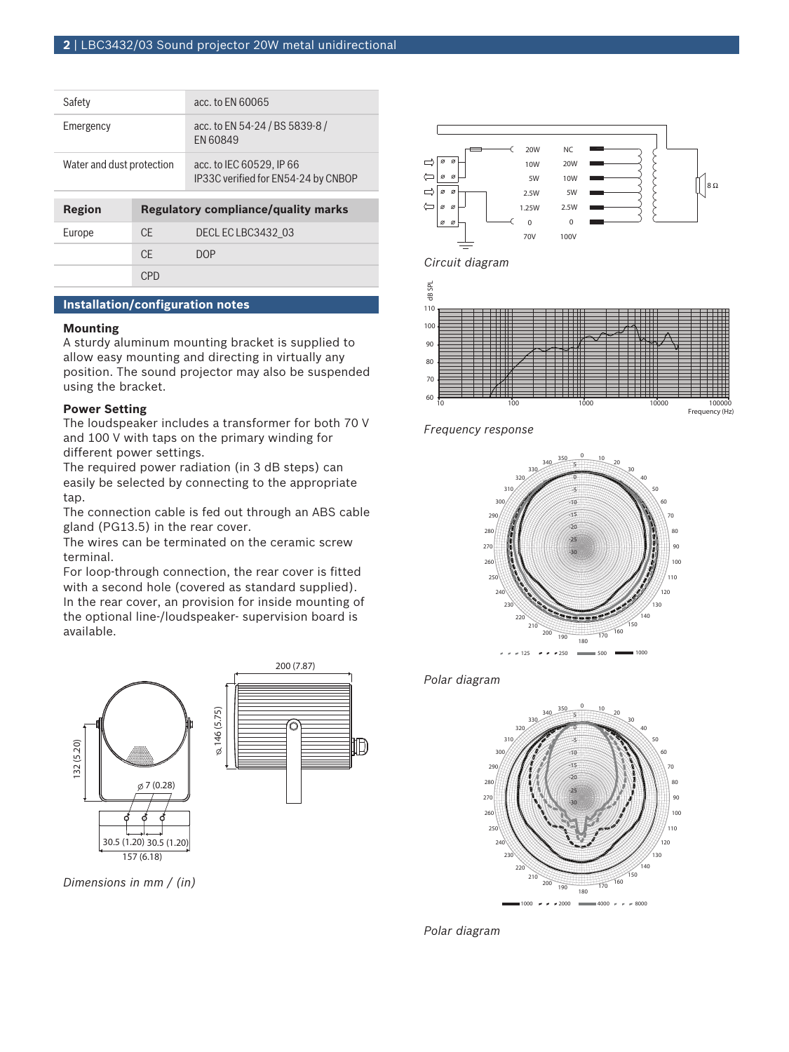| Safety | acc. to EN 60065 |
|---|---|
| Emergency | acc. to EN 54-24 / BS 5839-8 / EN 60849 |
| Water and dust protection | acc. to IEC 60529, IP 66<br>IP33C verified for EN54-24 by CNBOP |

| Region | Regulatory compliance/quality marks | |
|---|---|---|
| Europe | CE | DECL EC LBC3432_03 |
| | CE | DOP |
| | CPD | |

## Installation/configuration notes

### Mounting

A sturdy aluminum mounting bracket is supplied to allow easy mounting and directing in virtually any position. The sound projector may also be suspended using the bracket.

### Power Setting

The loudspeaker includes a transformer for both 70 V and 100 V with taps on the primary winding for different power settings.
The required power radiation (in 3 dB steps) can easily be selected by connecting to the appropriate tap.
The connection cable is fed out through an ABS cable gland (PG13.5) in the rear cover.
The wires can be terminated on the ceramic screw terminal.
For loop-through connection, the rear cover is fitted with a second hole (covered as standard supplied).
In the rear cover, an provision for inside mounting of the optional line-/loudspeaker- supervision board is available.

*Dimensions in mm / (in)*

*Circuit diagram*

*Frequency response*

*Polar diagram*

*Polar diagram*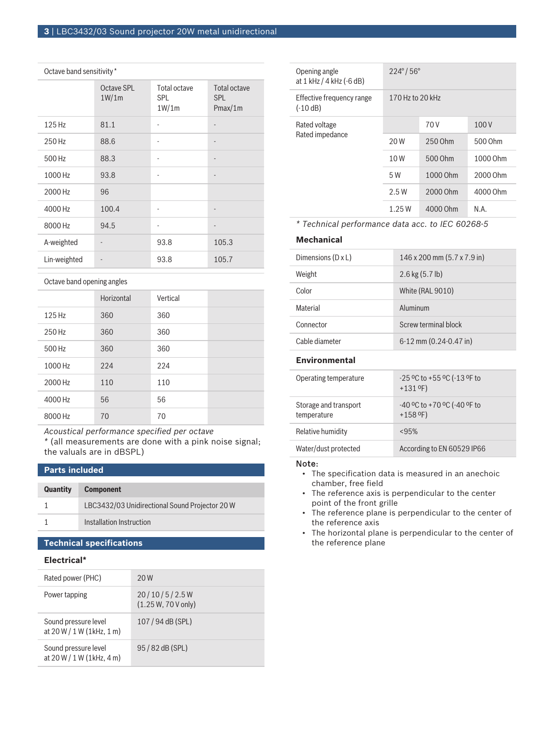| Octave band sensitivity * | | | |
|---|---|---|---|
| | Octave SPL 1W/1m | Total octave SPL 1W/1m | Total octave SPL Pmax/1m |
| 125 Hz | 81.1 | - | - |
| 250 Hz | 88.6 | - | - |
| 500 Hz | 88.3 | - | - |
| 1000 Hz | 93.8 | - | - |
| 2000 Hz | 96 | | |
| 4000 Hz | 100.4 | - | - |
| 8000 Hz | 94.5 | - | - |
| A-weighted | - | 93.8 | 105.3 |
| Lin-weighted | - | 93.8 | 105.7 |

| Octave band opening angles | | | |
|---|---|---|---|
| | Horizontal | Vertical | |
| 125 Hz | 360 | 360 | |
| 250 Hz | 360 | 360 | |
| 500 Hz | 360 | 360 | |
| 1000 Hz | 224 | 224 | |
| 2000 Hz | 110 | 110 | |
| 4000 Hz | 56 | 56 | |
| 8000 Hz | 70 | 70 | |

*Acoustical performance specified per octave*

* (all measurements are done with a pink noise signal; the valuals are in dBSPL)

## Parts included

| Quantity | Component |
|---|---|
| 1 | LBC3432/03 Unidirectional Sound Projector 20 W |
| 1 | Installation Instruction |

## Technical specifications

### Electrical*

| | |
|---|---|
| Rated power (PHC) | 20 W |
| Power tapping | 20 / 10 / 5 / 2.5 W (1.25 W, 70 V only) |
| Sound pressure level at 20 W / 1 W (1kHz, 1 m) | 107 / 94 dB (SPL) |
| Sound pressure level at 20 W / 1 W (1kHz, 4 m) | 95 / 82 dB (SPL) |
| Opening angle at 1 kHz / 4 kHz (-6 dB) | 224° / 56° |
| Effective frequency range (-10 dB) | 170 Hz to 20 kHz |

| Rated voltage Rated impedance | | 70 V | 100 V |
|---|---|---|---|
| | 20 W | 250 Ohm | 500 Ohm |
| | 10 W | 500 Ohm | 1000 Ohm |
| | 5 W | 1000 Ohm | 2000 Ohm |
| | 2.5 W | 2000 Ohm | 4000 Ohm |
| | 1.25 W | 4000 Ohm | N.A. |

*\* Technical performance data acc. to IEC 60268-5*

### Mechanical

| | |
|---|---|
| Dimensions (D x L) | 146 x 200 mm (5.7 x 7.9 in) |
| Weight | 2.6 kg (5.7 lb) |
| Color | White (RAL 9010) |
| Material | Aluminum |
| Connector | Screw terminal block |
| Cable diameter | 6-12 mm (0.24-0.47 in) |

### Environmental

| | |
|---|---|
| Operating temperature | -25 ºC to +55 ºC (-13 ºF to +131 ºF) |
| Storage and transport temperature | -40 ºC to +70 ºC (-40 ºF to +158 ºF) |
| Relative humidity | <95% |
| Water/dust protected | According to EN 60529 IP66 |

**Note:**

- The specification data is measured in an anechoic chamber, free field
- The reference axis is perpendicular to the center point of the front grille
- The reference plane is perpendicular to the center of the reference axis
- The horizontal plane is perpendicular to the center of the reference plane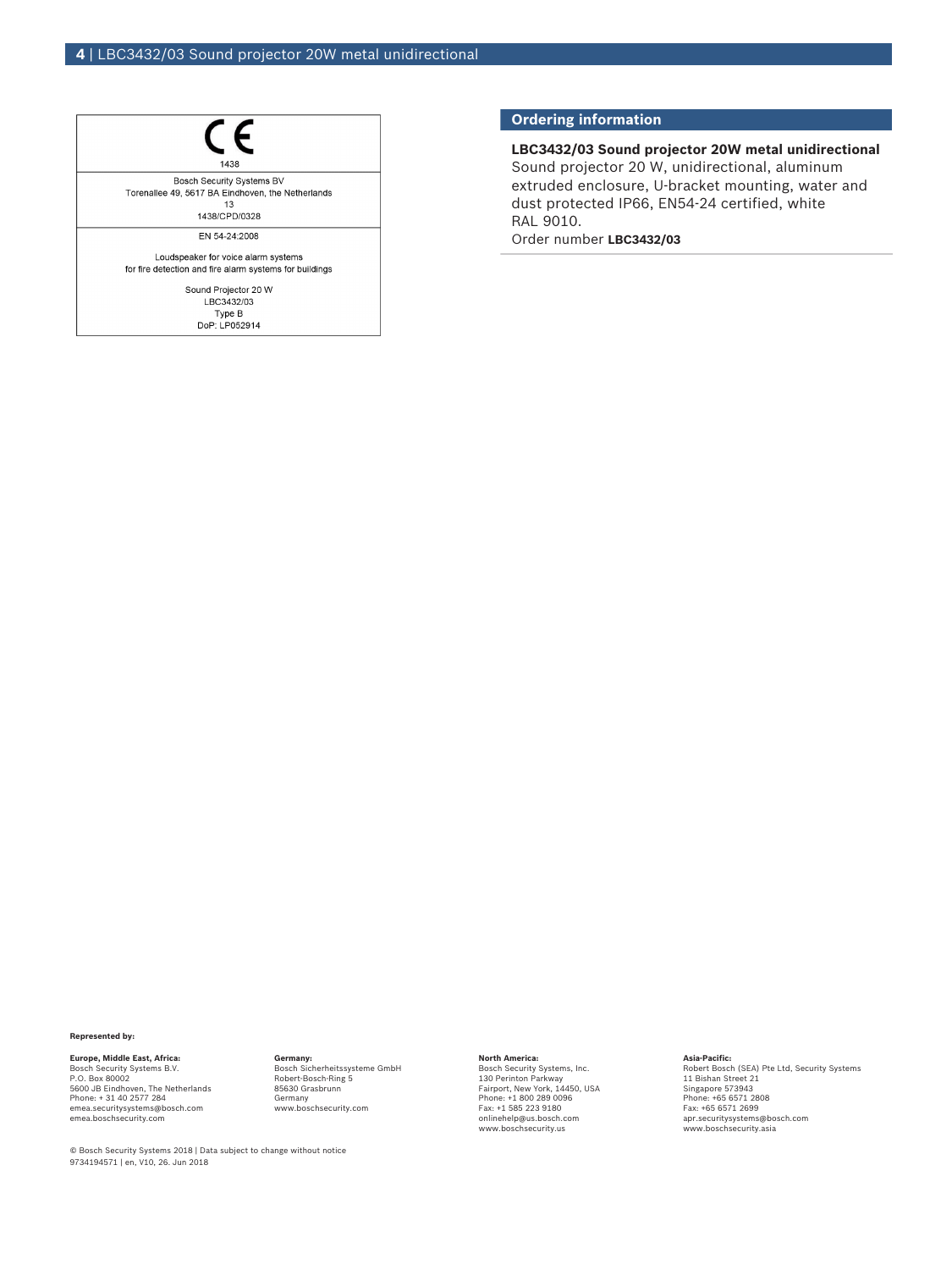CE

1438

Bosch Security Systems BV
Torenallee 49, 5617 BA Eindhoven, the Netherlands
13
1438/CPD/0328

EN 54-24:2008

Loudspeaker for voice alarm systems
for fire detection and fire alarm systems for buildings

Sound Projector 20 W
LBC3432/03
Type B
DoP: LP052914

## Ordering information

**LBC3432/03 Sound projector 20W metal unidirectional**
Sound projector 20 W, unidirectional, aluminum extruded enclosure, U-bracket mounting, water and dust protected IP66, EN54-24 certified, white RAL 9010.
Order number **LBC3432/03**

**Represented by:**

**Europe, Middle East, Africa:**
Bosch Security Systems B.V.
P.O. Box 80002
5600 JB Eindhoven, The Netherlands
Phone: + 31 40 2577 284
emea.securitysystems@bosch.com
emea.boschsecurity.com

**Germany:**
Bosch Sicherheitssysteme GmbH
Robert-Bosch-Ring 5
85630 Grasbrunn
Germany
www.boschsecurity.com

**North America:**
Bosch Security Systems, Inc.
130 Perinton Parkway
Fairport, New York, 14450, USA
Phone: +1 800 289 0096
Fax: +1 585 223 9180
onlinehelp@us.bosch.com
www.boschsecurity.us

**Asia-Pacific:**
Robert Bosch (SEA) Pte Ltd, Security Systems
11 Bishan Street 21
Singapore 573943
Phone: +65 6571 2808
Fax: +65 6571 2699
apr.securitysystems@bosch.com
www.boschsecurity.asia

© Bosch Security Systems 2018 | Data subject to change without notice
9734194571 | en, V10, 26. Jun 2018